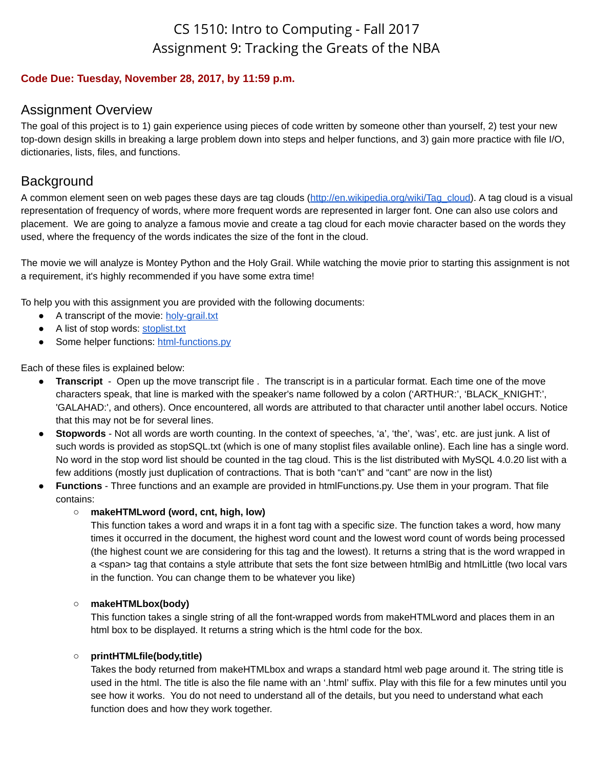# CS 1510: Intro to Computing - Fall 2017
# Assignment 9: Tracking the Greats of the NBA

**Code Due: Tuesday, November 28, 2017, by 11:59 p.m.**

## Assignment Overview

The goal of this project is to 1) gain experience using pieces of code written by someone other than yourself, 2) test your new top-down design skills in breaking a large problem down into steps and helper functions, and 3) gain more practice with file I/O, dictionaries, lists, files, and functions.

## Background

A common element seen on web pages these days are tag clouds (http://en.wikipedia.org/wiki/Tag_cloud). A tag cloud is a visual representation of frequency of words, where more frequent words are represented in larger font. One can also use colors and placement. We are going to analyze a famous movie and create a tag cloud for each movie character based on the words they used, where the frequency of the words indicates the size of the font in the cloud.

The movie we will analyze is Montey Python and the Holy Grail. While watching the movie prior to starting this assignment is not a requirement, it's highly recommended if you have some extra time!

To help you with this assignment you are provided with the following documents:

- A transcript of the movie: holy-grail.txt
- A list of stop words: stoplist.txt
- Some helper functions: html-functions.py

Each of these files is explained below:

- **Transcript** - Open up the move transcript file . The transcript is in a particular format. Each time one of the move characters speak, that line is marked with the speaker's name followed by a colon ('ARTHUR:', 'BLACK_KNIGHT:', 'GALAHAD:', and others). Once encountered, all words are attributed to that character until another label occurs. Notice that this may not be for several lines.
- **Stopwords** - Not all words are worth counting. In the context of speeches, 'a', 'the', 'was', etc. are just junk. A list of such words is provided as stopSQL.txt (which is one of many stoplist files available online). Each line has a single word. No word in the stop word list should be counted in the tag cloud. This is the list distributed with MySQL 4.0.20 list with a few additions (mostly just duplication of contractions. That is both "can't" and "cant" are now in the list)
- **Functions** - Three functions and an example are provided in htmlFunctions.py. Use them in your program. That file contains:
  - **makeHTMLword (word, cnt, high, low)**
    This function takes a word and wraps it in a font tag with a specific size. The function takes a word, how many times it occurred in the document, the highest word count and the lowest word count of words being processed (the highest count we are considering for this tag and the lowest). It returns a string that is the word wrapped in a <span> tag that contains a style attribute that sets the font size between htmlBig and htmlLittle (two local vars in the function. You can change them to be whatever you like)
  - **makeHTMLbox(body)**
    This function takes a single string of all the font-wrapped words from makeHTMLword and places them in an html box to be displayed. It returns a string which is the html code for the box.
  - **printHTMLfile(body,title)**
    Takes the body returned from makeHTMLbox and wraps a standard html web page around it. The string title is used in the html. The title is also the file name with an '.html' suffix. Play with this file for a few minutes until you see how it works. You do not need to understand all of the details, but you need to understand what each function does and how they work together.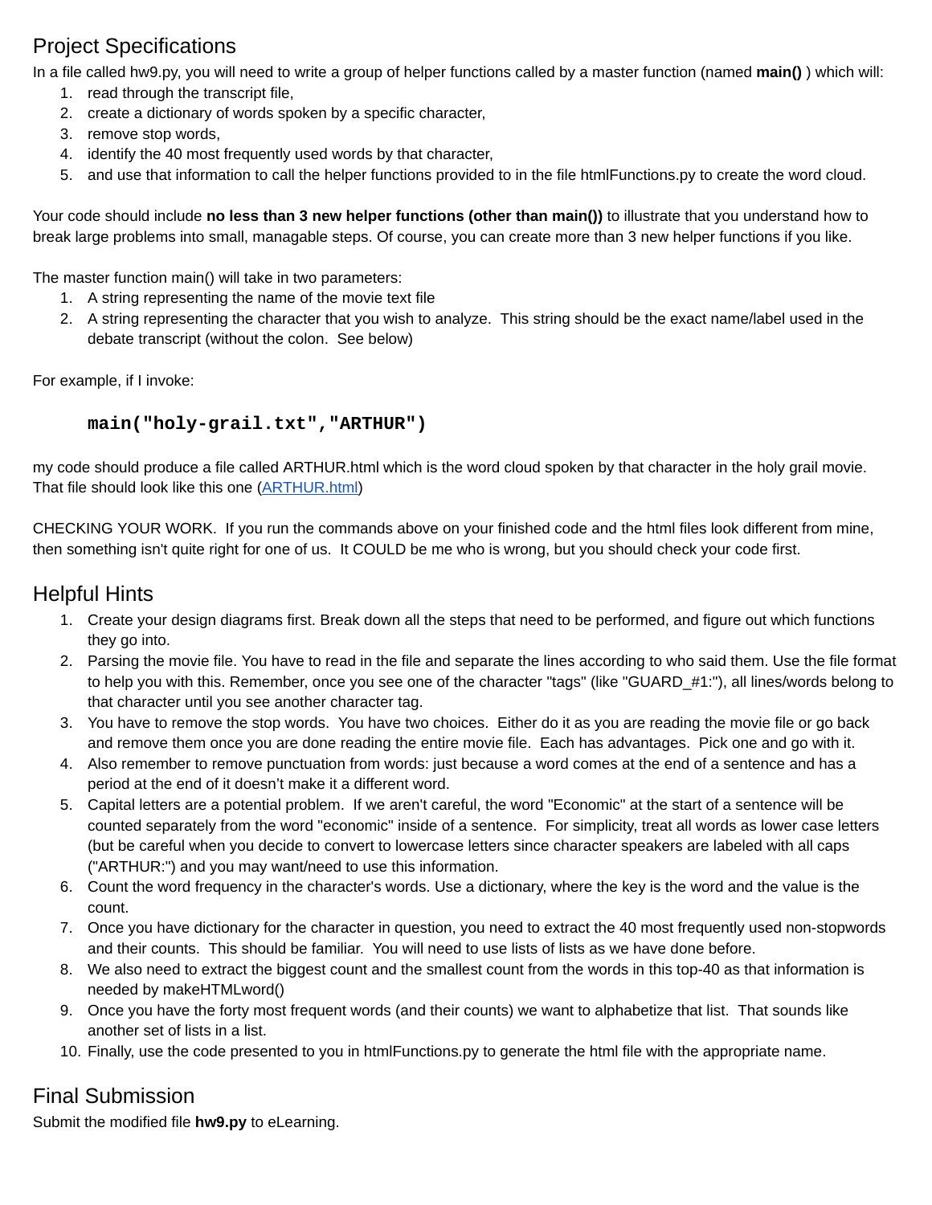## Project Specifications

In a file called hw9.py, you will need to write a group of helper functions called by a master function (named **main()** ) which will:

1. read through the transcript file,
2. create a dictionary of words spoken by a specific character,
3. remove stop words,
4. identify the 40 most frequently used words by that character,
5. and use that information to call the helper functions provided to in the file htmlFunctions.py to create the word cloud.

Your code should include **no less than 3 new helper functions (other than main())** to illustrate that you understand how to break large problems into small, managable steps. Of course, you can create more than 3 new helper functions if you like.

The master function main() will take in two parameters:

1. A string representing the name of the movie text file
2. A string representing the character that you wish to analyze. This string should be the exact name/label used in the debate transcript (without the colon. See below)

For example, if I invoke:

```
main("holy-grail.txt","ARTHUR")
```

my code should produce a file called ARTHUR.html which is the word cloud spoken by that character in the holy grail movie. That file should look like this one (ARTHUR.html)

CHECKING YOUR WORK. If you run the commands above on your finished code and the html files look different from mine, then something isn't quite right for one of us. It COULD be me who is wrong, but you should check your code first.

## Helpful Hints

1. Create your design diagrams first. Break down all the steps that need to be performed, and figure out which functions they go into.
2. Parsing the movie file. You have to read in the file and separate the lines according to who said them. Use the file format to help you with this. Remember, once you see one of the character "tags" (like "GUARD_#1:"), all lines/words belong to that character until you see another character tag.
3. You have to remove the stop words. You have two choices. Either do it as you are reading the movie file or go back and remove them once you are done reading the entire movie file. Each has advantages. Pick one and go with it.
4. Also remember to remove punctuation from words: just because a word comes at the end of a sentence and has a period at the end of it doesn't make it a different word.
5. Capital letters are a potential problem. If we aren't careful, the word "Economic" at the start of a sentence will be counted separately from the word "economic" inside of a sentence. For simplicity, treat all words as lower case letters (but be careful when you decide to convert to lowercase letters since character speakers are labeled with all caps ("ARTHUR:") and you may want/need to use this information.
6. Count the word frequency in the character's words. Use a dictionary, where the key is the word and the value is the count.
7. Once you have dictionary for the character in question, you need to extract the 40 most frequently used non-stopwords and their counts. This should be familiar. You will need to use lists of lists as we have done before.
8. We also need to extract the biggest count and the smallest count from the words in this top-40 as that information is needed by makeHTMLword()
9. Once you have the forty most frequent words (and their counts) we want to alphabetize that list. That sounds like another set of lists in a list.
10. Finally, use the code presented to you in htmlFunctions.py to generate the html file with the appropriate name.

## Final Submission

Submit the modified file **hw9.py** to eLearning.